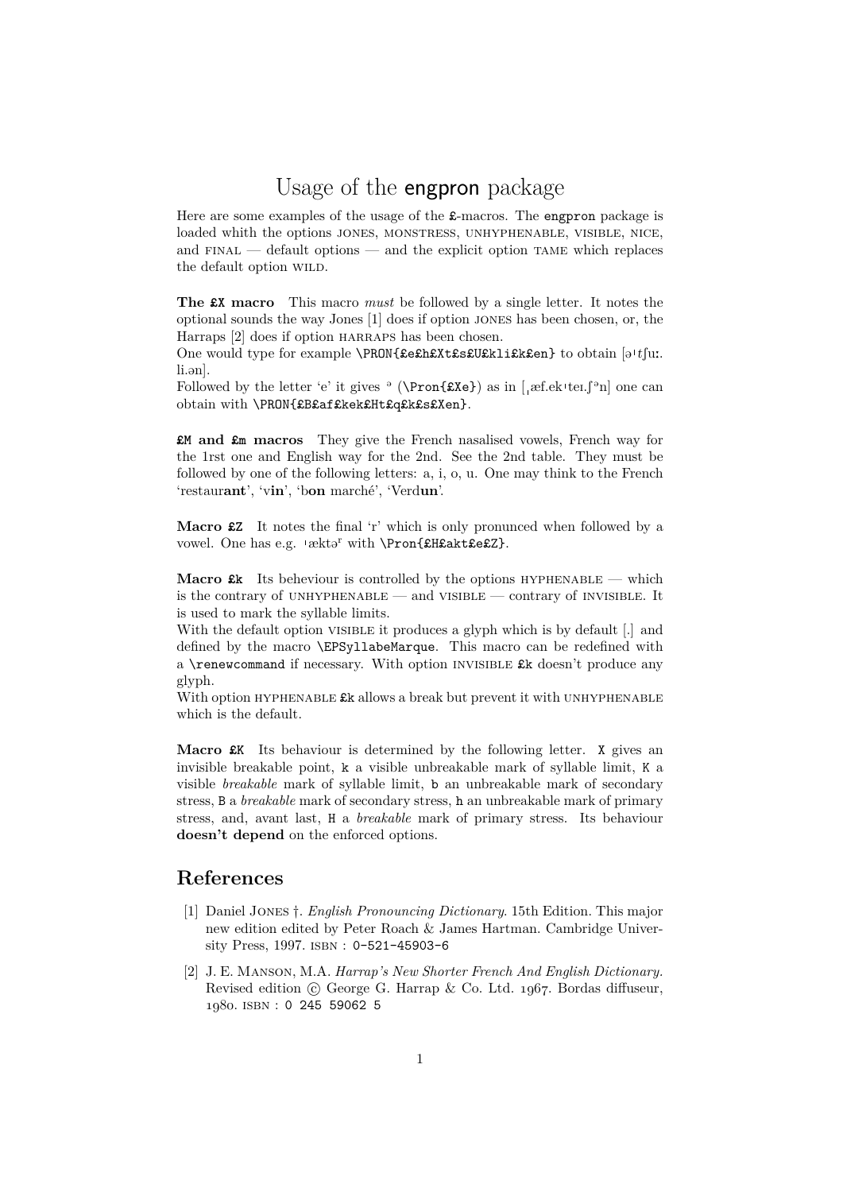# Usage of the `engpron` package

Here are some examples of the usage of the `£`-macros. The `engpron` package is loaded whith the options JONES, MONSTRESS, UNHYPHENABLE, VISIBLE, NICE, and FINAL — default options — and the explicit option TAME which replaces the default option WILD.

**The `£X` macro** This macro *must* be followed by a single letter. It notes the optional sounds the way Jones [1] does if option JONES has been chosen, or, the Harraps [2] does if option HARRAPS has been chosen.
One would type for example `\PRON{£e£h£Xt£s£U£kli£k£en}` to obtain [əˈtʃuː.li.ən].
Followed by the letter 'e' it gives ᵊ (`\Pron{£Xe}`) as in [ˌæf.ekˈteɪ.ʃᵊn] one can obtain with `\PRON{£B£af£kek£Ht£q£k£s£Xen}`.

**`£M` and `£m` macros** They give the French nasalised vowels, French way for the 1rst one and English way for the 2nd. See the 2nd table. They must be followed by one of the following letters: a, i, o, u. One may think to the French 'restaur**ant**', 'v**in**', 'b**on** marché', 'Verd**un**'.

**Macro `£Z`** It notes the final 'r' which is only pronunced when followed by a vowel. One has e.g. ˈæktəʳ with `\Pron{£H£akt£e£Z}`.

**Macro `£k`** Its beheviour is controlled by the options HYPHENABLE — which is the contrary of UNHYPHENABLE — and VISIBLE — contrary of INVISIBLE. It is used to mark the syllable limits.
With the default option VISIBLE it produces a glyph which is by default [.] and defined by the macro `\EPSyllabeMarque`. This macro can be redefined with a `\renewcommand` if necessary. With option INVISIBLE `£k` doesn't produce any glyph.
With option HYPHENABLE `£k` allows a break but prevent it with UNHYPHENABLE which is the default.

**Macro `£K`** Its behaviour is determined by the following letter. `X` gives an invisible breakable point, `k` a visible unbreakable mark of syllable limit, `K` a visible *breakable* mark of syllable limit, `b` an unbreakable mark of secondary stress, `B` a *breakable* mark of secondary stress, `h` an unbreakable mark of primary stress, and, avant last, `H` a *breakable* mark of primary stress. Its behaviour **doesn't depend** on the enforced options.

## References

[1] Daniel JONES †. *English Pronouncing Dictionary.* 15th Edition. This major new edition edited by Peter Roach & James Hartman. Cambridge University Press, 1997. ISBN : `0-521-45903-6`

[2] J. E. MANSON, M.A. *Harrap's New Shorter French And English Dictionary.* Revised edition © George G. Harrap & Co. Ltd. 1967. Bordas diffuseur, 1980. ISBN : `0 245 59062 5`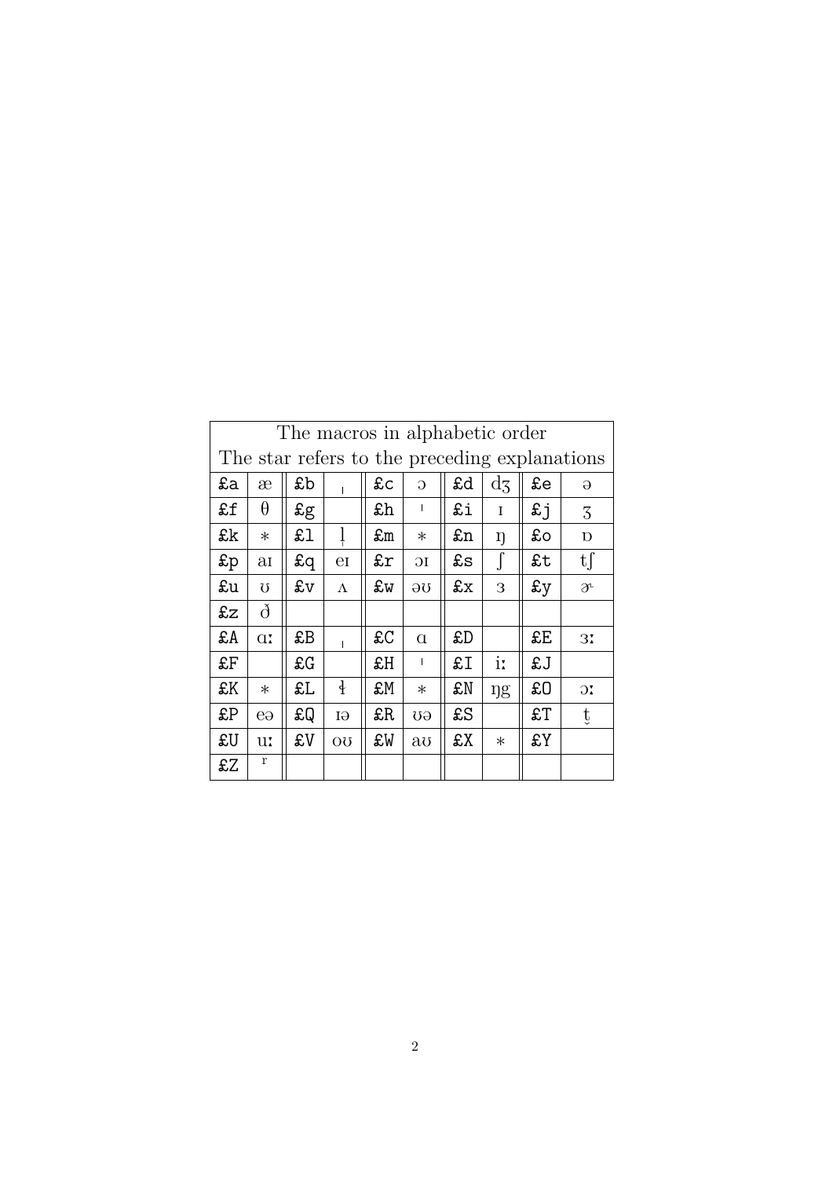| The macros in alphabetic order | | | | | | | | | |
|---|---|---|---|---|---|---|---|---|---|
| The star refers to the preceding explanations | | | | | | | | | |
| £a | æ | £b | ˌ | £c | ɔ | £d | dʒ | £e | ə |
| £f | θ | £g | | £h | ˈ | £i | ɪ | £j | ʒ |
| £k | * | £l | l̩ | £m | * | £n | ŋ | £o | ɒ |
| £p | aɪ | £q | eɪ | £r | ɔɪ | £s | ʃ | £t | tʃ |
| £u | ʊ | £v | ʌ | £w | əʊ | £x | ɜ | £y | ɚ |
| £z | ð | | | | | | | | |
| £A | ɑː | £B | ˌ | £C | ɑ | £D | | £E | ɜː |
| £F | | £G | | £H | ˈ | £I | iː | £J | |
| £K | * | £L | ɫ | £M | * | £N | ŋg | £O | ɔː |
| £P | eə | £Q | ɪə | £R | ʊə | £S | | £T | t̬ |
| £U | uː | £V | oʊ | £W | aʊ | £X | * | £Y | |
| £Z | ʳ | | | | | | | | |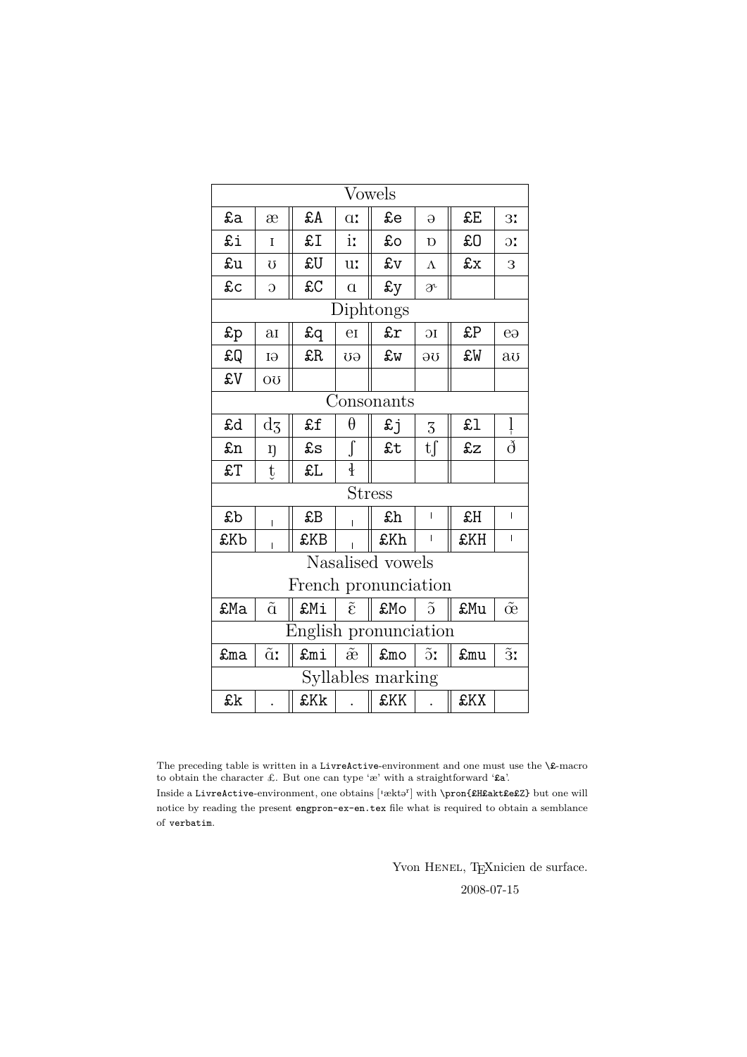| | | | | | | | |
|---|---|---|---|---|---|---|---|
| Vowels | | | | | | | |
| £a | æ | £A | ɑː | £e | ə | £E | ɜː |
| £i | ɪ | £I | iː | £o | ɒ | £O | ɔː |
| £u | ʊ | £U | uː | £v | ʌ | £x | ɜ |
| £c | ɔ | £C | ɑ | £y | ɚ | | |
| Diphtongs | | | | | | | |
| £p | aɪ | £q | eɪ | £r | ɔɪ | £P | eə |
| £Q | ɪə | £R | ʊə | £w | əʊ | £W | aʊ |
| £V | oʊ | | | | | | |
| Consonants | | | | | | | |
| £d | dʒ | £f | θ | £j | ʒ | £l | l̩ |
| £n | ŋ | £s | ʃ | £t | tʃ | £z | ð |
| £T | t̬ | £L | ɬ | | | | |
| Stress | | | | | | | |
| £b | ˌ | £B | ˌ | £h | ˈ | £H | ˈ |
| £Kb | ˌ | £KB | ˌ | £Kh | ˈ | £KH | ˈ |
| Nasalised vowels | | | | | | | |
| French pronunciation | | | | | | | |
| £Ma | ɑ̃ | £Mi | ɛ̃ | £Mo | ɔ̃ | £Mu | œ̃ |
| English pronunciation | | | | | | | |
| £ma | ɑ̃ː | £mi | æ̃ | £mo | ɔ̃ː | £mu | ɜ̃ː |
| Syllables marking | | | | | | | |
| £k | . | £Kk | . | £KK | . | £KX | |

The preceding table is written in a `LivreActive`-environment and one must use the `\£`-macro to obtain the character £. But one can type 'æ' with a straightforward '`£a`'.

Inside a `LivreActive`-environment, one obtains [ˈæktəʳ] with `\pron{£H£akt£e£Z}` but one will notice by reading the present `engpron-ex-en.tex` file what is required to obtain a semblance of `verbatim`.

Yvon Henel, TEXnicien de surface.

2008-07-15